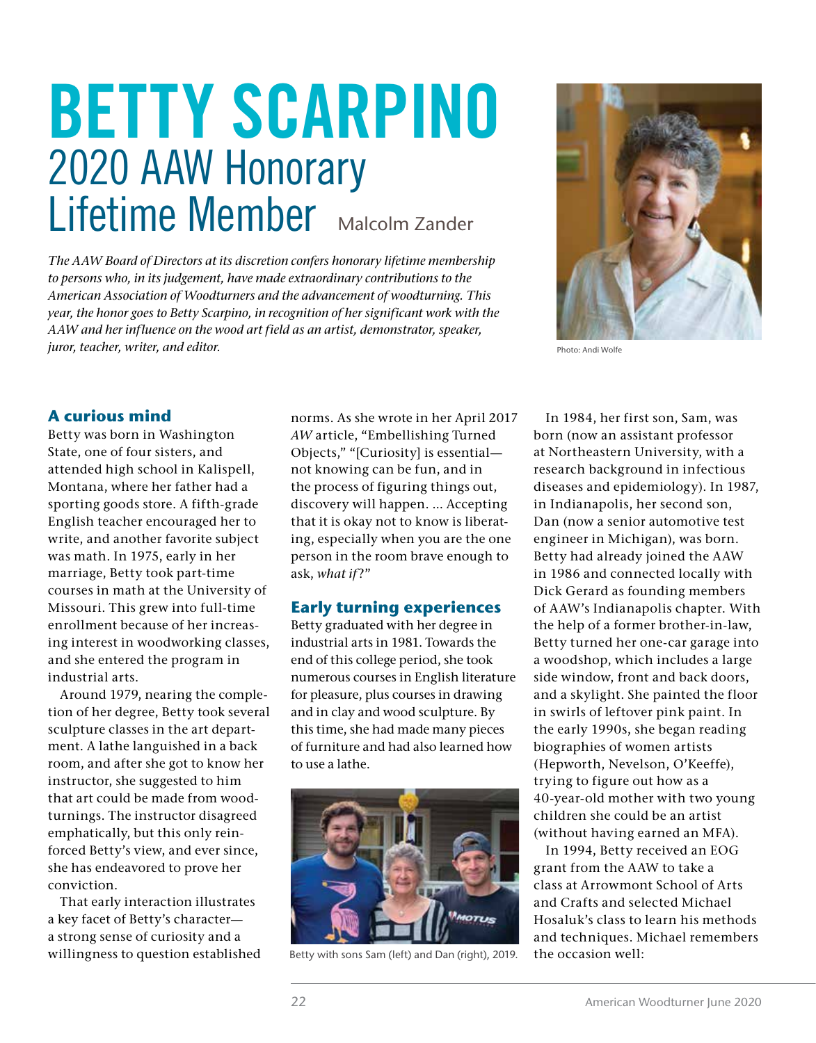# BETTY SCARPINO
## 2020 AAW Honorary Lifetime Member

Malcolm Zander

*The AAW Board of Directors at its discretion confers honorary lifetime membership to persons who, in its judgement, have made extraordinary contributions to the American Association of Woodturners and the advancement of woodturning. This year, the honor goes to Betty Scarpino, in recognition of her significant work with the AAW and her influence on the wood art field as an artist, demonstrator, speaker, juror, teacher, writer, and editor.*

Photo: Andi Wolfe

### A curious mind

Betty was born in Washington State, one of four sisters, and attended high school in Kalispell, Montana, where her father had a sporting goods store. A fifth-grade English teacher encouraged her to write, and another favorite subject was math. In 1975, early in her marriage, Betty took part-time courses in math at the University of Missouri. This grew into full-time enrollment because of her increasing interest in woodworking classes, and she entered the program in industrial arts.

Around 1979, nearing the completion of her degree, Betty took several sculpture classes in the art department. A lathe languished in a back room, and after she got to know her instructor, she suggested to him that art could be made from woodturnings. The instructor disagreed emphatically, but this only reinforced Betty's view, and ever since, she has endeavored to prove her conviction.

That early interaction illustrates a key facet of Betty's character—a strong sense of curiosity and a willingness to question established norms. As she wrote in her April 2017 *AW* article, "Embellishing Turned Objects," "[Curiosity] is essential—not knowing can be fun, and in the process of figuring things out, discovery will happen. ... Accepting that it is okay not to know is liberating, especially when you are the one person in the room brave enough to ask, *what if*?"

### Early turning experiences

Betty graduated with her degree in industrial arts in 1981. Towards the end of this college period, she took numerous courses in English literature for pleasure, plus courses in drawing and in clay and wood sculpture. By this time, she had made many pieces of furniture and had also learned how to use a lathe.

Betty with sons Sam (left) and Dan (right), 2019.

In 1984, her first son, Sam, was born (now an assistant professor at Northeastern University, with a research background in infectious diseases and epidemiology). In 1987, in Indianapolis, her second son, Dan (now a senior automotive test engineer in Michigan), was born. Betty had already joined the AAW in 1986 and connected locally with Dick Gerard as founding members of AAW's Indianapolis chapter. With the help of a former brother-in-law, Betty turned her one-car garage into a woodshop, which includes a large side window, front and back doors, and a skylight. She painted the floor in swirls of leftover pink paint. In the early 1990s, she began reading biographies of women artists (Hepworth, Nevelson, O'Keeffe), trying to figure out how as a 40-year-old mother with two young children she could be an artist (without having earned an MFA).

In 1994, Betty received an EOG grant from the AAW to take a class at Arrowmont School of Arts and Crafts and selected Michael Hosaluk's class to learn his methods and techniques. Michael remembers the occasion well: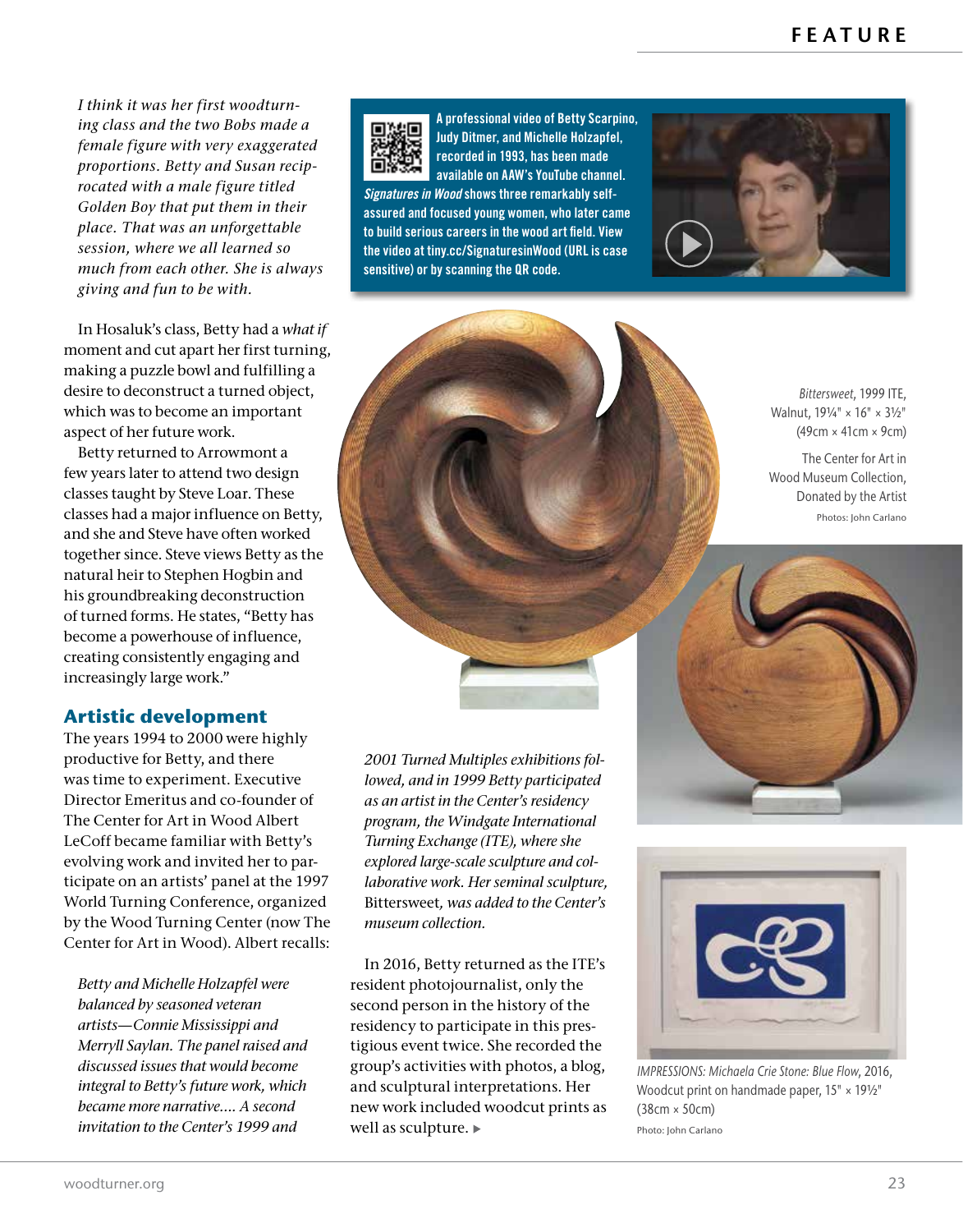*I think it was her first woodturning class and the two Bobs made a female figure with very exaggerated proportions. Betty and Susan reciprocated with a male figure titled Golden Boy that put them in their place. That was an unforgettable session, where we all learned so much from each other. She is always giving and fun to be with.*

In Hosaluk's class, Betty had a *what if* moment and cut apart her first turning, making a puzzle bowl and fulfilling a desire to deconstruct a turned object, which was to become an important aspect of her future work.

Betty returned to Arrowmont a few years later to attend two design classes taught by Steve Loar. These classes had a major influence on Betty, and she and Steve have often worked together since. Steve views Betty as the natural heir to Stephen Hogbin and his groundbreaking deconstruction of turned forms. He states, "Betty has become a powerhouse of influence, creating consistently engaging and increasingly large work."

**A professional video of Betty Scarpino, Judy Ditmer, and Michelle Holzapfel, recorded in 1993, has been made available on AAW's YouTube channel. *Signatures in Wood* shows three remarkably self-assured and focused young women, who later came to build serious careers in the wood art field. View the video at tiny.cc/SignaturesinWood (URL is case sensitive) or by scanning the QR code.**

## Artistic development

The years 1994 to 2000 were highly productive for Betty, and there was time to experiment. Executive Director Emeritus and co-founder of The Center for Art in Wood Albert LeCoff became familiar with Betty's evolving work and invited her to participate on an artists' panel at the 1997 World Turning Conference, organized by the Wood Turning Center (now The Center for Art in Wood). Albert recalls:

*Betty and Michelle Holzapfel were balanced by seasoned veteran artists—Connie Mississippi and Merryll Saylan. The panel raised and discussed issues that would become integral to Betty's future work, which became more narrative.... A second invitation to the Center's 1999 and 2001 Turned Multiples exhibitions followed, and in 1999 Betty participated as an artist in the Center's residency program, the Windgate International Turning Exchange (ITE), where she explored large-scale sculpture and collaborative work. Her seminal sculpture,* Bittersweet, *was added to the Center's museum collection.*

In 2016, Betty returned as the ITE's resident photojournalist, only the second person in the history of the residency to participate in this prestigious event twice. She recorded the group's activities with photos, a blog, and sculptural interpretations. Her new work included woodcut prints as well as sculpture.

*Bittersweet*, 1999 ITE, Walnut, 19¼" × 16" × 3½" (49cm × 41cm × 9cm)

The Center for Art in Wood Museum Collection, Donated by the Artist

Photos: John Carlano

*IMPRESSIONS: Michaela Crie Stone: Blue Flow*, 2016, Woodcut print on handmade paper, 15" × 19½" (38cm × 50cm)

Photo: John Carlano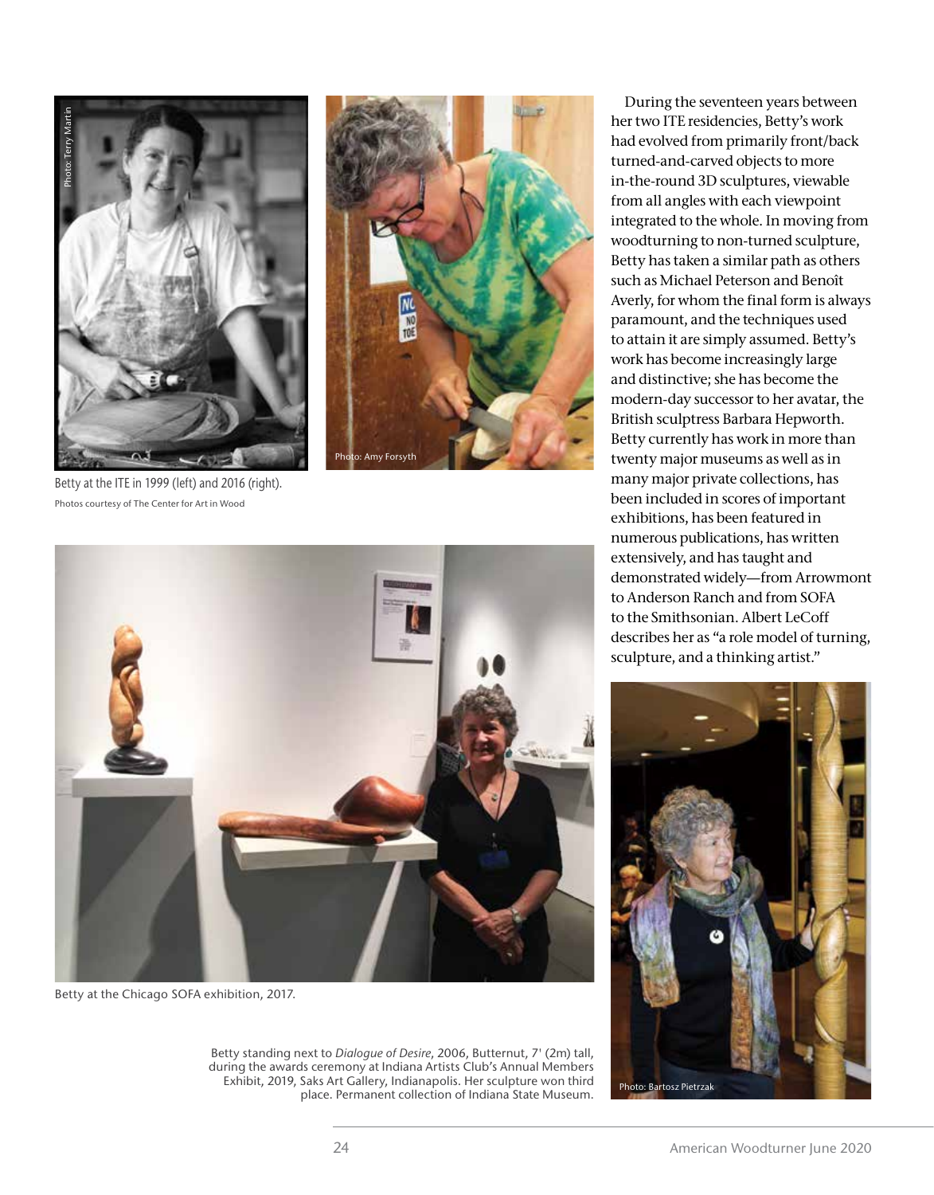Photo: Terry Martin

Photo: Amy Forsyth

Betty at the ITE in 1999 (left) and 2016 (right).
Photos courtesy of The Center for Art in Wood

Betty at the Chicago SOFA exhibition, 2017.

During the seventeen years between her two ITE residencies, Betty's work had evolved from primarily front/back turned-and-carved objects to more in-the-round 3D sculptures, viewable from all angles with each viewpoint integrated to the whole. In moving from woodturning to non-turned sculpture, Betty has taken a similar path as others such as Michael Peterson and Benoît Averly, for whom the final form is always paramount, and the techniques used to attain it are simply assumed. Betty's work has become increasingly large and distinctive; she has become the modern-day successor to her avatar, the British sculptress Barbara Hepworth. Betty currently has work in more than twenty major museums as well as in many major private collections, has been included in scores of important exhibitions, has been featured in numerous publications, has written extensively, and has taught and demonstrated widely—from Arrowmont to Anderson Ranch and from SOFA to the Smithsonian. Albert LeCoff describes her as "a role model of turning, sculpture, and a thinking artist."

Photo: Bartosz Pietrzak

Betty standing next to *Dialogue of Desire*, 2006, Butternut, 7' (2m) tall, during the awards ceremony at Indiana Artists Club's Annual Members Exhibit, 2019, Saks Art Gallery, Indianapolis. Her sculpture won third place. Permanent collection of Indiana State Museum.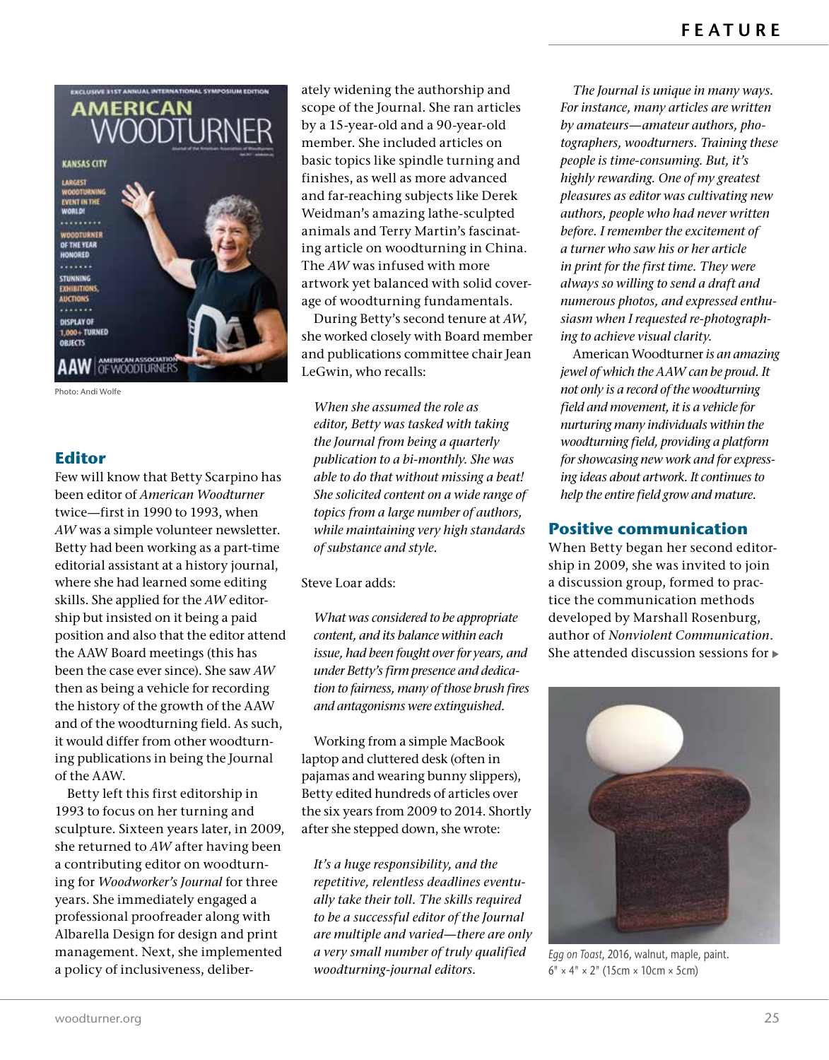Photo: Andi Wolfe

## Editor

Few will know that Betty Scarpino has been editor of *American Woodturner* twice—first in 1990 to 1993, when *AW* was a simple volunteer newsletter. Betty had been working as a part-time editorial assistant at a history journal, where she had learned some editing skills. She applied for the *AW* editorship but insisted on it being a paid position and also that the editor attend the AAW Board meetings (this has been the case ever since). She saw *AW* then as being a vehicle for recording the history of the growth of the AAW and of the woodturning field. As such, it would differ from other woodturning publications in being the Journal of the AAW.

Betty left this first editorship in 1993 to focus on her turning and sculpture. Sixteen years later, in 2009, she returned to *AW* after having been a contributing editor on woodturning for *Woodworker's Journal* for three years. She immediately engaged a professional proofreader along with Albarella Design for design and print management. Next, she implemented a policy of inclusiveness, deliberately widening the authorship and scope of the Journal. She ran articles by a 15-year-old and a 90-year-old member. She included articles on basic topics like spindle turning and finishes, as well as more advanced and far-reaching subjects like Derek Weidman's amazing lathe-sculpted animals and Terry Martin's fascinating article on woodturning in China. The *AW* was infused with more artwork yet balanced with solid coverage of woodturning fundamentals.

During Betty's second tenure at *AW*, she worked closely with Board member and publications committee chair Jean LeGwin, who recalls:

> *When she assumed the role as editor, Betty was tasked with taking the Journal from being a quarterly publication to a bi-monthly. She was able to do that without missing a beat! She solicited content on a wide range of topics from a large number of authors, while maintaining very high standards of substance and style.*

Steve Loar adds:

> *What was considered to be appropriate content, and its balance within each issue, had been fought over for years, and under Betty's firm presence and dedication to fairness, many of those brush fires and antagonisms were extinguished.*

Working from a simple MacBook laptop and cluttered desk (often in pajamas and wearing bunny slippers), Betty edited hundreds of articles over the six years from 2009 to 2014. Shortly after she stepped down, she wrote:

> *It's a huge responsibility, and the repetitive, relentless deadlines eventually take their toll. The skills required to be a successful editor of the Journal are multiple and varied—there are only a very small number of truly qualified woodturning-journal editors.*
>
> *The Journal is unique in many ways. For instance, many articles are written by amateurs—amateur authors, photographers, woodturners. Training these people is time-consuming. But, it's highly rewarding. One of my greatest pleasures as editor was cultivating new authors, people who had never written before. I remember the excitement of a turner who saw his or her article in print for the first time. They were always so willing to send a draft and numerous photos, and expressed enthusiasm when I requested re-photographing to achieve visual clarity.*
>
> American Woodturner *is an amazing jewel of which the AAW can be proud. It not only is a record of the woodturning field and movement, it is a vehicle for nurturing many individuals within the woodturning field, providing a platform for showcasing new work and for expressing ideas about artwork. It continues to help the entire field grow and mature.*

## Positive communication

When Betty began her second editorship in 2009, she was invited to join a discussion group, formed to practice the communication methods developed by Marshall Rosenburg, author of *Nonviolent Communication*. She attended discussion sessions for ▸

*Egg on Toast*, 2016, walnut, maple, paint.
6" × 4" × 2" (15cm × 10cm × 5cm)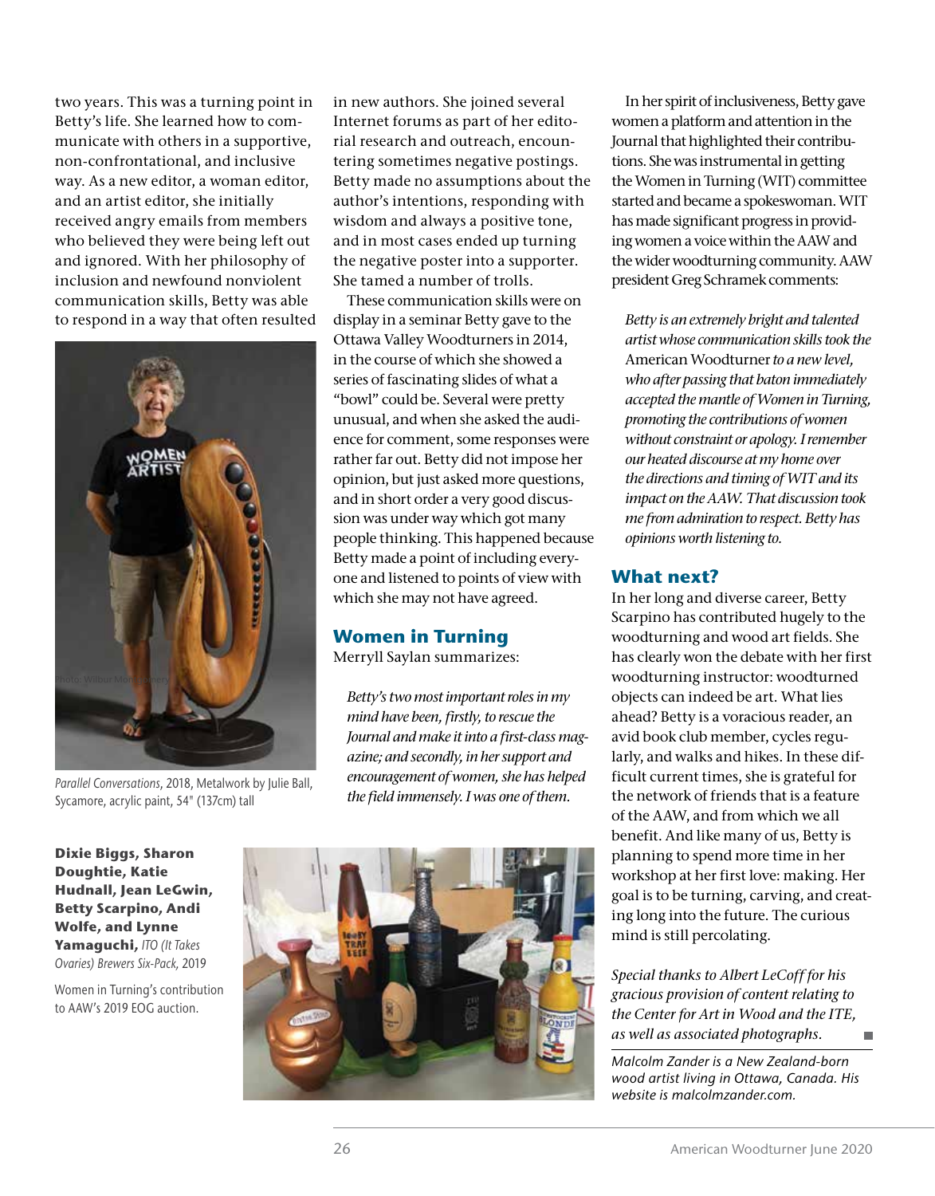two years. This was a turning point in Betty's life. She learned how to communicate with others in a supportive, non-confrontational, and inclusive way. As a new editor, a woman editor, and an artist editor, she initially received angry emails from members who believed they were being left out and ignored. With her philosophy of inclusion and newfound nonviolent communication skills, Betty was able to respond in a way that often resulted in new authors. She joined several Internet forums as part of her editorial research and outreach, encountering sometimes negative postings. Betty made no assumptions about the author's intentions, responding with wisdom and always a positive tone, and in most cases ended up turning the negative poster into a supporter. She tamed a number of trolls.

These communication skills were on display in a seminar Betty gave to the Ottawa Valley Woodturners in 2014, in the course of which she showed a series of fascinating slides of what a "bowl" could be. Several were pretty unusual, and when she asked the audience for comment, some responses were rather far out. Betty did not impose her opinion, but just asked more questions, and in short order a very good discussion was under way which got many people thinking. This happened because Betty made a point of including everyone and listened to points of view with which she may not have agreed.

Photo: Wilbur Montgomery

*Parallel Conversations*, 2018, Metalwork by Julie Ball, Sycamore, acrylic paint, 54" (137cm) tall

## Women in Turning

Merryll Saylan summarizes:

> *Betty's two most important roles in my mind have been, firstly, to rescue the Journal and make it into a first-class magazine; and secondly, in her support and encouragement of women, she has helped the field immensely. I was one of them.*

In her spirit of inclusiveness, Betty gave women a platform and attention in the Journal that highlighted their contributions. She was instrumental in getting the Women in Turning (WIT) committee started and became a spokeswoman. WIT has made significant progress in providing women a voice within the AAW and the wider woodturning community. AAW president Greg Schramek comments:

> *Betty is an extremely bright and talented artist whose communication skills took the* American Woodturner *to a new level, who after passing that baton immediately accepted the mantle of Women in Turning, promoting the contributions of women without constraint or apology. I remember our heated discourse at my home over the directions and timing of WIT and its impact on the AAW. That discussion took me from admiration to respect. Betty has opinions worth listening to.*

**Dixie Biggs, Sharon Doughtie, Katie Hudnall, Jean LeGwin, Betty Scarpino, Andi Wolfe, and Lynne Yamaguchi,** *ITO (It Takes Ovaries) Brewers Six-Pack*, 2019

Women in Turning's contribution to AAW's 2019 EOG auction.

## What next?

In her long and diverse career, Betty Scarpino has contributed hugely to the woodturning and wood art fields. She has clearly won the debate with her first woodturning instructor: woodturned objects can indeed be art. What lies ahead? Betty is a voracious reader, an avid book club member, cycles regularly, and walks and hikes. In these difficult current times, she is grateful for the network of friends that is a feature of the AAW, and from which we all benefit. And like many of us, Betty is planning to spend more time in her workshop at her first love: making. Her goal is to be turning, carving, and creating long into the future. The curious mind is still percolating.

*Special thanks to Albert LeCoff for his gracious provision of content relating to the Center for Art in Wood and the ITE, as well as associated photographs.*

*Malcolm Zander is a New Zealand-born wood artist living in Ottawa, Canada. His website is malcolmzander.com.*